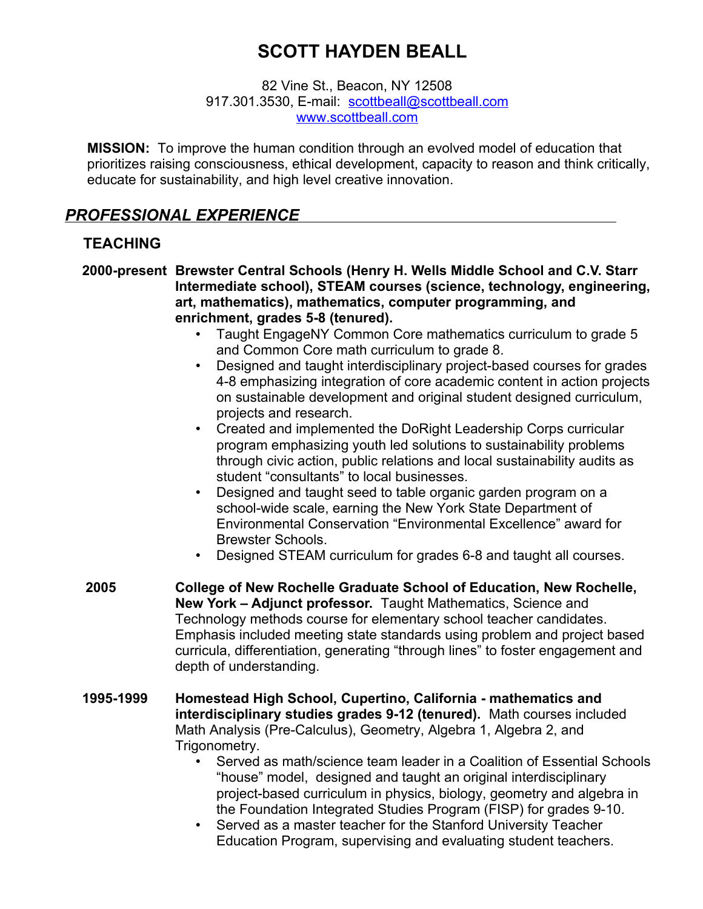# SCOTT HAYDEN BEALL

82 Vine St., Beacon, NY 12508
917.301.3530, E-mail: scottbeall@scottbeall.com
www.scottbeall.com

**MISSION:** To improve the human condition through an evolved model of education that prioritizes raising consciousness, ethical development, capacity to reason and think critically, educate for sustainability, and high level creative innovation.

## *PROFESSIONAL EXPERIENCE*

### TEACHING

**2000-present** **Brewster Central Schools (Henry H. Wells Middle School and C.V. Starr Intermediate school), STEAM courses (science, technology, engineering, art, mathematics), mathematics, computer programming, and enrichment, grades 5-8 (tenured).**

- Taught EngageNY Common Core mathematics curriculum to grade 5 and Common Core math curriculum to grade 8.
- Designed and taught interdisciplinary project-based courses for grades 4-8 emphasizing integration of core academic content in action projects on sustainable development and original student designed curriculum, projects and research.
- Created and implemented the DoRight Leadership Corps curricular program emphasizing youth led solutions to sustainability problems through civic action, public relations and local sustainability audits as student "consultants" to local businesses.
- Designed and taught seed to table organic garden program on a school-wide scale, earning the New York State Department of Environmental Conservation "Environmental Excellence" award for Brewster Schools.
- Designed STEAM curriculum for grades 6-8 and taught all courses.

**2005** **College of New Rochelle Graduate School of Education, New Rochelle, New York – Adjunct professor.** Taught Mathematics, Science and Technology methods course for elementary school teacher candidates. Emphasis included meeting state standards using problem and project based curricula, differentiation, generating "through lines" to foster engagement and depth of understanding.

**1995-1999** **Homestead High School, Cupertino, California - mathematics and interdisciplinary studies grades 9-12 (tenured).** Math courses included Math Analysis (Pre-Calculus), Geometry, Algebra 1, Algebra 2, and Trigonometry.

- Served as math/science team leader in a Coalition of Essential Schools "house" model, designed and taught an original interdisciplinary project-based curriculum in physics, biology, geometry and algebra in the Foundation Integrated Studies Program (FISP) for grades 9-10.
- Served as a master teacher for the Stanford University Teacher Education Program, supervising and evaluating student teachers.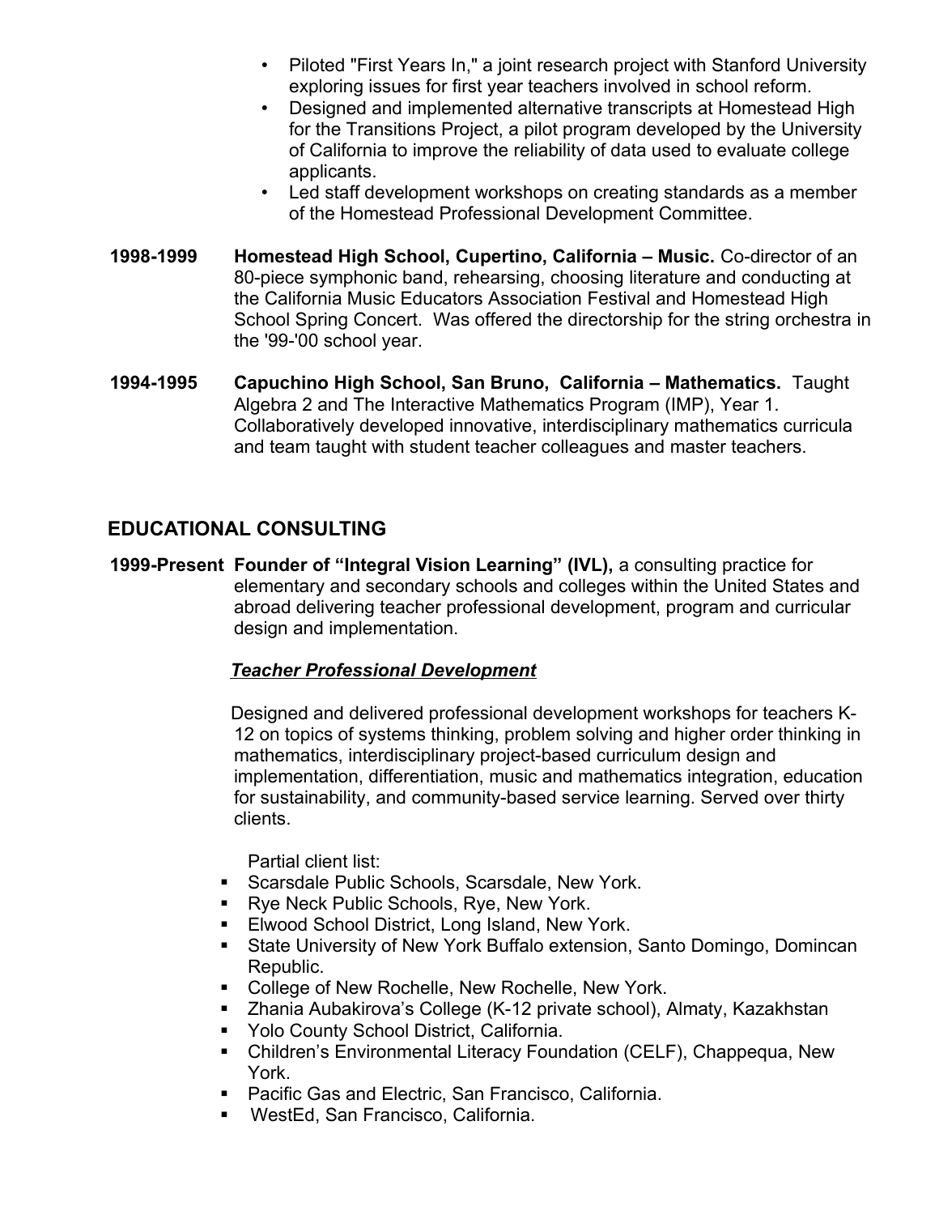- Piloted "First Years In," a joint research project with Stanford University exploring issues for first year teachers involved in school reform.
- Designed and implemented alternative transcripts at Homestead High for the Transitions Project, a pilot program developed by the University of California to improve the reliability of data used to evaluate college applicants.
- Led staff development workshops on creating standards as a member of the Homestead Professional Development Committee.

**1998-1999** **Homestead High School, Cupertino, California – Music.** Co-director of an 80-piece symphonic band, rehearsing, choosing literature and conducting at the California Music Educators Association Festival and Homestead High School Spring Concert. Was offered the directorship for the string orchestra in the '99-'00 school year.

**1994-1995** **Capuchino High School, San Bruno, California – Mathematics.** Taught Algebra 2 and The Interactive Mathematics Program (IMP), Year 1. Collaboratively developed innovative, interdisciplinary mathematics curricula and team taught with student teacher colleagues and master teachers.

## EDUCATIONAL CONSULTING

**1999-Present** **Founder of "Integral Vision Learning" (IVL),** a consulting practice for elementary and secondary schools and colleges within the United States and abroad delivering teacher professional development, program and curricular design and implementation.

***Teacher Professional Development***

Designed and delivered professional development workshops for teachers K-12 on topics of systems thinking, problem solving and higher order thinking in mathematics, interdisciplinary project-based curriculum design and implementation, differentiation, music and mathematics integration, education for sustainability, and community-based service learning. Served over thirty clients.

Partial client list:

- Scarsdale Public Schools, Scarsdale, New York.
- Rye Neck Public Schools, Rye, New York.
- Elwood School District, Long Island, New York.
- State University of New York Buffalo extension, Santo Domingo, Domincan Republic.
- College of New Rochelle, New Rochelle, New York.
- Zhania Aubakirova's College (K-12 private school), Almaty, Kazakhstan
- Yolo County School District, California.
- Children's Environmental Literacy Foundation (CELF), Chappequa, New York.
- Pacific Gas and Electric, San Francisco, California.
- WestEd, San Francisco, California.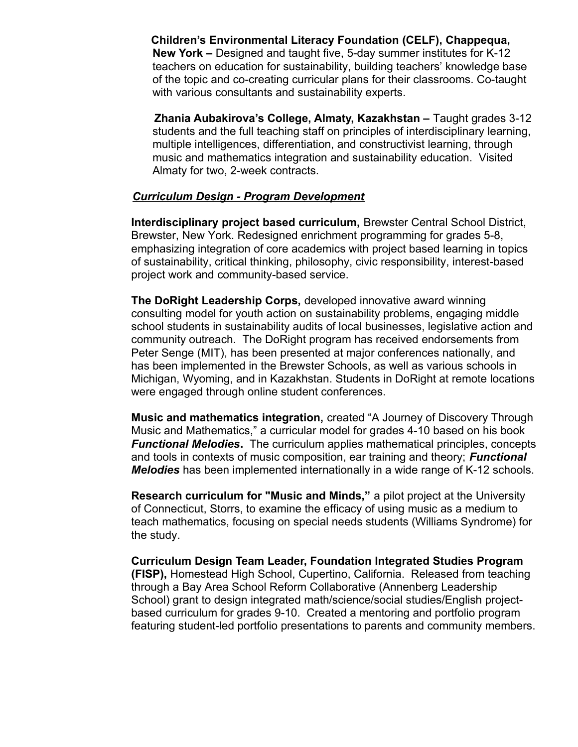**Children's Environmental Literacy Foundation (CELF), Chappequa, New York –** Designed and taught five, 5-day summer institutes for K-12 teachers on education for sustainability, building teachers' knowledge base of the topic and co-creating curricular plans for their classrooms. Co-taught with various consultants and sustainability experts.

**Zhania Aubakirova's College, Almaty, Kazakhstan –** Taught grades 3-12 students and the full teaching staff on principles of interdisciplinary learning, multiple intelligences, differentiation, and constructivist learning, through music and mathematics integration and sustainability education. Visited Almaty for two, 2-week contracts.

***Curriculum Design - Program Development***

**Interdisciplinary project based curriculum,** Brewster Central School District, Brewster, New York. Redesigned enrichment programming for grades 5-8, emphasizing integration of core academics with project based learning in topics of sustainability, critical thinking, philosophy, civic responsibility, interest-based project work and community-based service.

**The DoRight Leadership Corps,** developed innovative award winning consulting model for youth action on sustainability problems, engaging middle school students in sustainability audits of local businesses, legislative action and community outreach. The DoRight program has received endorsements from Peter Senge (MIT), has been presented at major conferences nationally, and has been implemented in the Brewster Schools, as well as various schools in Michigan, Wyoming, and in Kazakhstan. Students in DoRight at remote locations were engaged through online student conferences.

**Music and mathematics integration,** created "A Journey of Discovery Through Music and Mathematics," a curricular model for grades 4-10 based on his book ***Functional Melodies***. The curriculum applies mathematical principles, concepts and tools in contexts of music composition, ear training and theory; ***Functional Melodies*** has been implemented internationally in a wide range of K-12 schools.

**Research curriculum for "Music and Minds,"** a pilot project at the University of Connecticut, Storrs, to examine the efficacy of using music as a medium to teach mathematics, focusing on special needs students (Williams Syndrome) for the study.

**Curriculum Design Team Leader, Foundation Integrated Studies Program (FISP),** Homestead High School, Cupertino, California. Released from teaching through a Bay Area School Reform Collaborative (Annenberg Leadership School) grant to design integrated math/science/social studies/English project-based curriculum for grades 9-10. Created a mentoring and portfolio program featuring student-led portfolio presentations to parents and community members.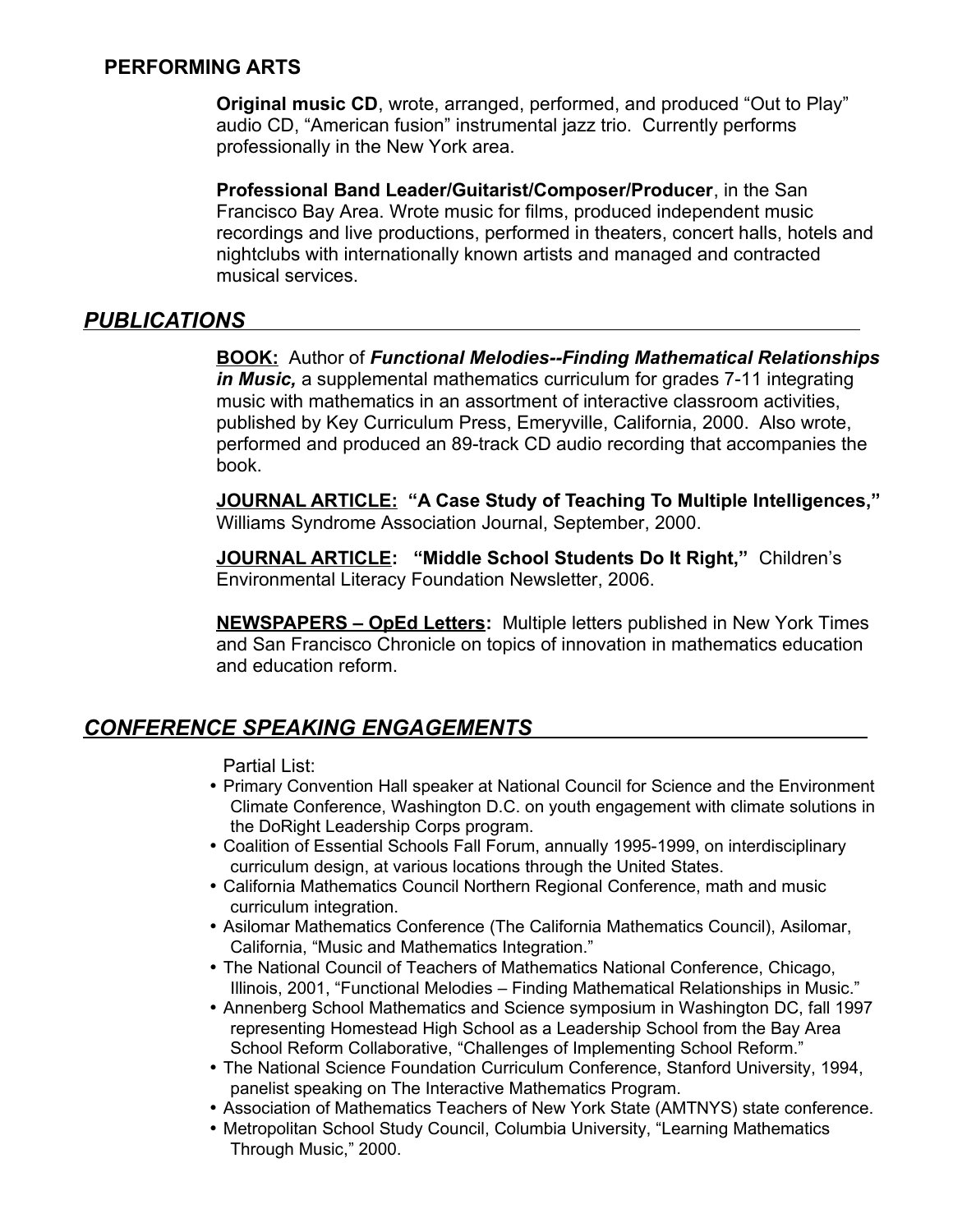## PERFORMING ARTS

**Original music CD**, wrote, arranged, performed, and produced "Out to Play" audio CD, "American fusion" instrumental jazz trio. Currently performs professionally in the New York area.

**Professional Band Leader/Guitarist/Composer/Producer**, in the San Francisco Bay Area. Wrote music for films, produced independent music recordings and live productions, performed in theaters, concert halls, hotels and nightclubs with internationally known artists and managed and contracted musical services.

## *PUBLICATIONS*

**BOOK:** Author of ***Functional Melodies--Finding Mathematical Relationships in Music,*** a supplemental mathematics curriculum for grades 7-11 integrating music with mathematics in an assortment of interactive classroom activities, published by Key Curriculum Press, Emeryville, California, 2000. Also wrote, performed and produced an 89-track CD audio recording that accompanies the book.

**JOURNAL ARTICLE: "A Case Study of Teaching To Multiple Intelligences,"** Williams Syndrome Association Journal, September, 2000.

**JOURNAL ARTICLE: "Middle School Students Do It Right,"** Children's Environmental Literacy Foundation Newsletter, 2006.

**NEWSPAPERS – OpEd Letters:** Multiple letters published in New York Times and San Francisco Chronicle on topics of innovation in mathematics education and education reform.

## *CONFERENCE SPEAKING ENGAGEMENTS*

Partial List:

- Primary Convention Hall speaker at National Council for Science and the Environment Climate Conference, Washington D.C. on youth engagement with climate solutions in the DoRight Leadership Corps program.
- Coalition of Essential Schools Fall Forum, annually 1995-1999, on interdisciplinary curriculum design, at various locations through the United States.
- California Mathematics Council Northern Regional Conference, math and music curriculum integration.
- Asilomar Mathematics Conference (The California Mathematics Council), Asilomar, California, "Music and Mathematics Integration."
- The National Council of Teachers of Mathematics National Conference, Chicago, Illinois, 2001, "Functional Melodies – Finding Mathematical Relationships in Music."
- Annenberg School Mathematics and Science symposium in Washington DC, fall 1997 representing Homestead High School as a Leadership School from the Bay Area School Reform Collaborative, "Challenges of Implementing School Reform."
- The National Science Foundation Curriculum Conference, Stanford University, 1994, panelist speaking on The Interactive Mathematics Program.
- Association of Mathematics Teachers of New York State (AMTNYS) state conference.
- Metropolitan School Study Council, Columbia University, "Learning Mathematics Through Music," 2000.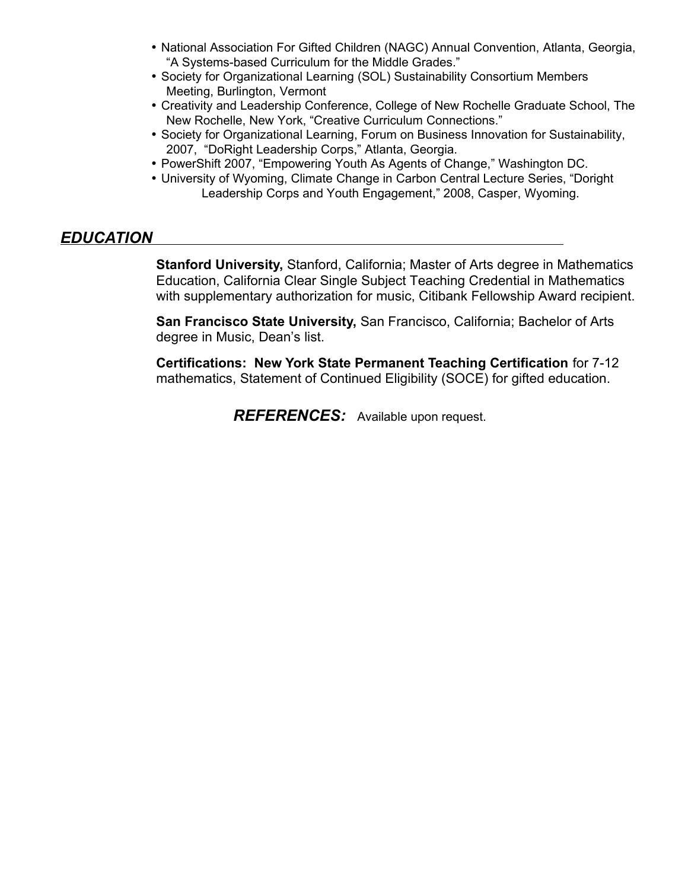- National Association For Gifted Children (NAGC) Annual Convention, Atlanta, Georgia, "A Systems-based Curriculum for the Middle Grades."
- Society for Organizational Learning (SOL) Sustainability Consortium Members Meeting, Burlington, Vermont
- Creativity and Leadership Conference, College of New Rochelle Graduate School, The New Rochelle, New York, "Creative Curriculum Connections."
- Society for Organizational Learning, Forum on Business Innovation for Sustainability, 2007, "DoRight Leadership Corps," Atlanta, Georgia.
- PowerShift 2007, "Empowering Youth As Agents of Change," Washington DC.
- University of Wyoming, Climate Change in Carbon Central Lecture Series, "Doright Leadership Corps and Youth Engagement," 2008, Casper, Wyoming.

## *EDUCATION*

**Stanford University,** Stanford, California; Master of Arts degree in Mathematics Education, California Clear Single Subject Teaching Credential in Mathematics with supplementary authorization for music, Citibank Fellowship Award recipient.

**San Francisco State University,** San Francisco, California; Bachelor of Arts degree in Music, Dean's list.

**Certifications: New York State Permanent Teaching Certification** for 7-12 mathematics, Statement of Continued Eligibility (SOCE) for gifted education.

***REFERENCES:*** Available upon request.